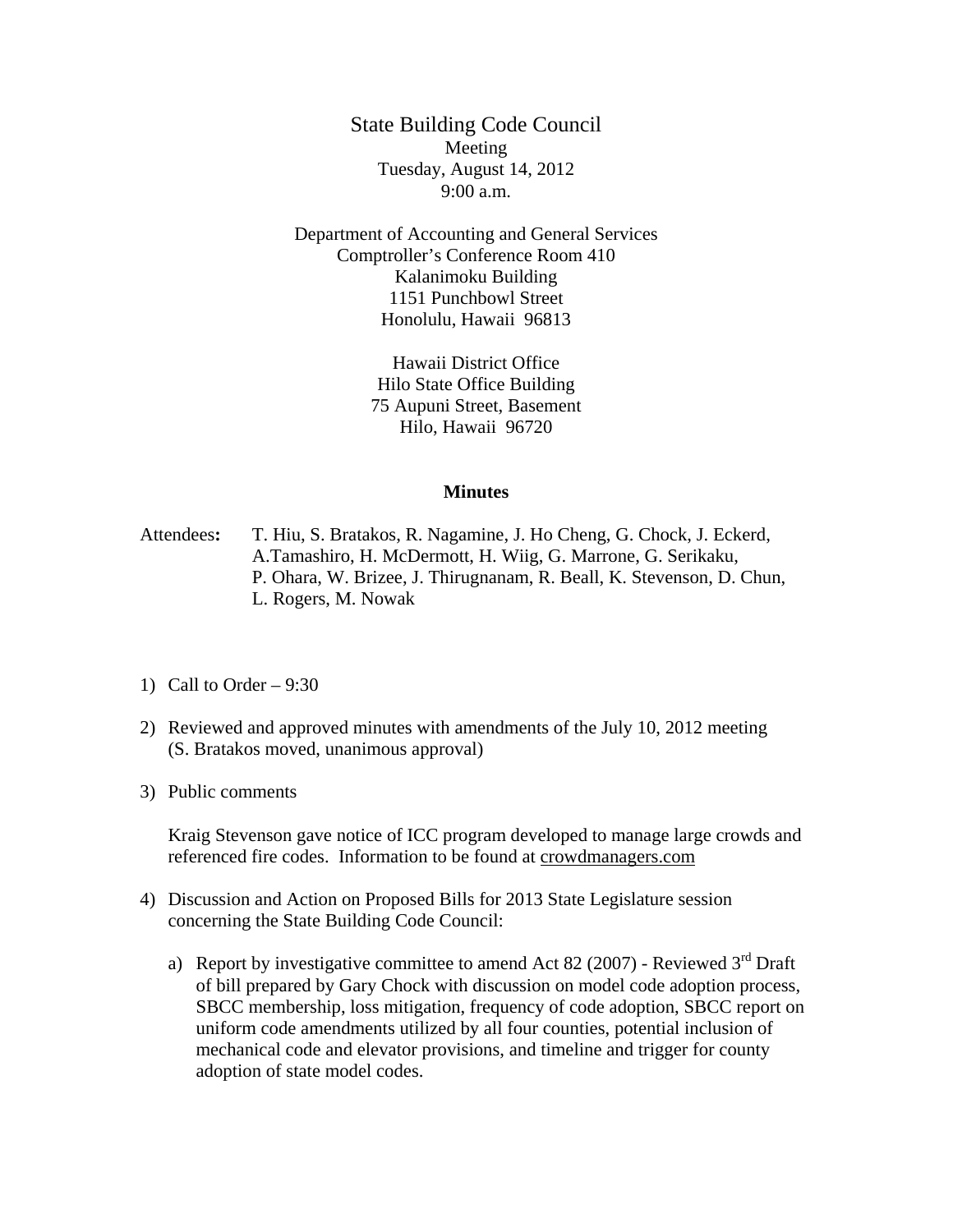# State Building Code Council

Meeting
Tuesday, August 14, 2012
9:00 a.m.

Department of Accounting and General Services
Comptroller's Conference Room 410
Kalanimoku Building
1151 Punchbowl Street
Honolulu, Hawaii 96813

Hawaii District Office
Hilo State Office Building
75 Aupuni Street, Basement
Hilo, Hawaii 96720

## Minutes

**Attendees:** T. Hiu, S. Bratakos, R. Nagamine, J. Ho Cheng, G. Chock, J. Eckerd, A.Tamashiro, H. McDermott, H. Wiig, G. Marrone, G. Serikaku, P. Ohara, W. Brizee, J. Thirugnanam, R. Beall, K. Stevenson, D. Chun, L. Rogers, M. Nowak

1) Call to Order – 9:30

2) Reviewed and approved minutes with amendments of the July 10, 2012 meeting (S. Bratakos moved, unanimous approval)

3) Public comments

   Kraig Stevenson gave notice of ICC program developed to manage large crowds and referenced fire codes. Information to be found at crowdmanagers.com

4) Discussion and Action on Proposed Bills for 2013 State Legislature session concerning the State Building Code Council:

   a) Report by investigative committee to amend Act 82 (2007) - Reviewed 3rd Draft of bill prepared by Gary Chock with discussion on model code adoption process, SBCC membership, loss mitigation, frequency of code adoption, SBCC report on uniform code amendments utilized by all four counties, potential inclusion of mechanical code and elevator provisions, and timeline and trigger for county adoption of state model codes.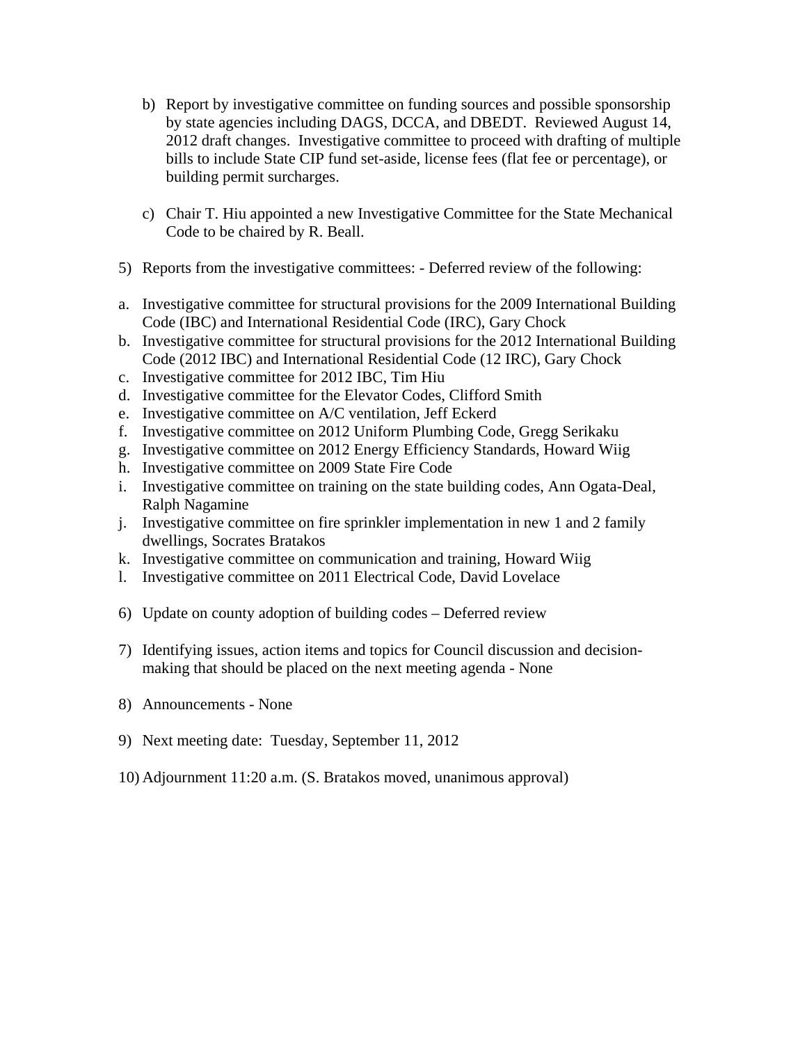b) Report by investigative committee on funding sources and possible sponsorship by state agencies including DAGS, DCCA, and DBEDT. Reviewed August 14, 2012 draft changes. Investigative committee to proceed with drafting of multiple bills to include State CIP fund set-aside, license fees (flat fee or percentage), or building permit surcharges.

c) Chair T. Hiu appointed a new Investigative Committee for the State Mechanical Code to be chaired by R. Beall.

5) Reports from the investigative committees: - Deferred review of the following:

a. Investigative committee for structural provisions for the 2009 International Building Code (IBC) and International Residential Code (IRC), Gary Chock
b. Investigative committee for structural provisions for the 2012 International Building Code (2012 IBC) and International Residential Code (12 IRC), Gary Chock
c. Investigative committee for 2012 IBC, Tim Hiu
d. Investigative committee for the Elevator Codes, Clifford Smith
e. Investigative committee on A/C ventilation, Jeff Eckerd
f. Investigative committee on 2012 Uniform Plumbing Code, Gregg Serikaku
g. Investigative committee on 2012 Energy Efficiency Standards, Howard Wiig
h. Investigative committee on 2009 State Fire Code
i. Investigative committee on training on the state building codes, Ann Ogata-Deal, Ralph Nagamine
j. Investigative committee on fire sprinkler implementation in new 1 and 2 family dwellings, Socrates Bratakos
k. Investigative committee on communication and training, Howard Wiig
l. Investigative committee on 2011 Electrical Code, David Lovelace

6) Update on county adoption of building codes – Deferred review

7) Identifying issues, action items and topics for Council discussion and decision-making that should be placed on the next meeting agenda - None

8) Announcements - None

9) Next meeting date: Tuesday, September 11, 2012

10) Adjournment 11:20 a.m. (S. Bratakos moved, unanimous approval)